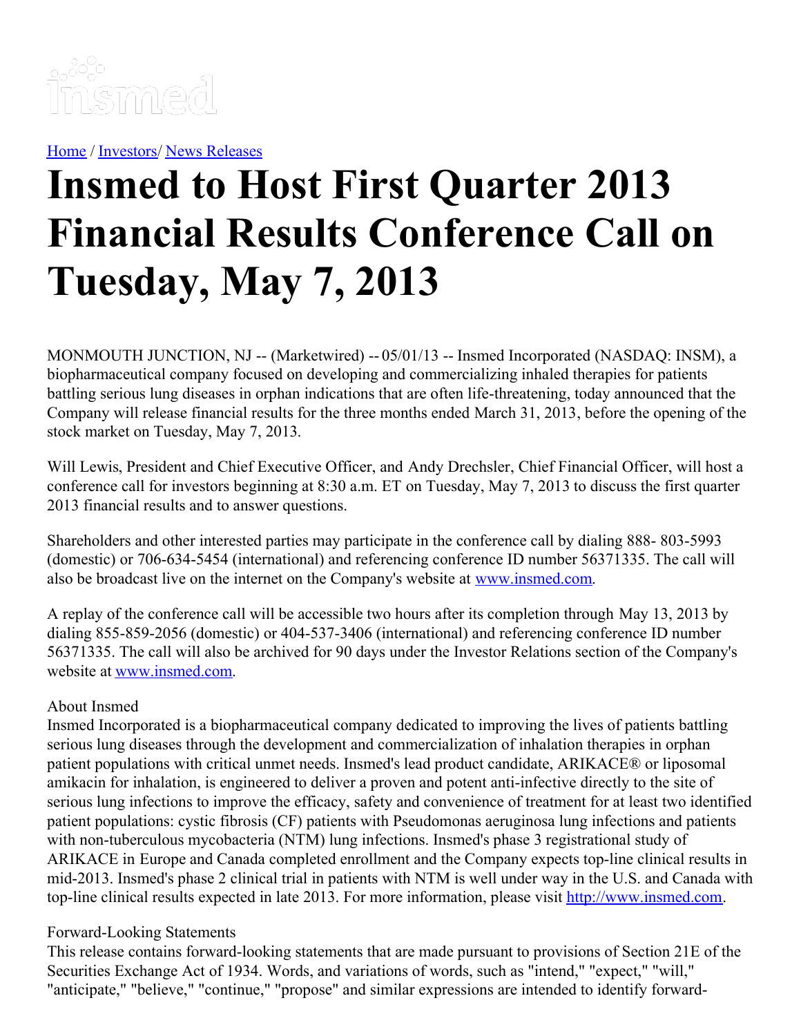Home / Investors/ News Releases

# Insmed to Host First Quarter 2013 Financial Results Conference Call on Tuesday, May 7, 2013

MONMOUTH JUNCTION, NJ -- (Marketwired) -- 05/01/13 -- Insmed Incorporated (NASDAQ: INSM), a biopharmaceutical company focused on developing and commercializing inhaled therapies for patients battling serious lung diseases in orphan indications that are often life-threatening, today announced that the Company will release financial results for the three months ended March 31, 2013, before the opening of the stock market on Tuesday, May 7, 2013.

Will Lewis, President and Chief Executive Officer, and Andy Drechsler, Chief Financial Officer, will host a conference call for investors beginning at 8:30 a.m. ET on Tuesday, May 7, 2013 to discuss the first quarter 2013 financial results and to answer questions.

Shareholders and other interested parties may participate in the conference call by dialing 888- 803-5993 (domestic) or 706-634-5454 (international) and referencing conference ID number 56371335. The call will also be broadcast live on the internet on the Company's website at www.insmed.com.

A replay of the conference call will be accessible two hours after its completion through May 13, 2013 by dialing 855-859-2056 (domestic) or 404-537-3406 (international) and referencing conference ID number 56371335. The call will also be archived for 90 days under the Investor Relations section of the Company's website at www.insmed.com.

About Insmed
Insmed Incorporated is a biopharmaceutical company dedicated to improving the lives of patients battling serious lung diseases through the development and commercialization of inhalation therapies in orphan patient populations with critical unmet needs. Insmed's lead product candidate, ARIKACE® or liposomal amikacin for inhalation, is engineered to deliver a proven and potent anti-infective directly to the site of serious lung infections to improve the efficacy, safety and convenience of treatment for at least two identified patient populations: cystic fibrosis (CF) patients with Pseudomonas aeruginosa lung infections and patients with non-tuberculous mycobacteria (NTM) lung infections. Insmed's phase 3 registrational study of ARIKACE in Europe and Canada completed enrollment and the Company expects top-line clinical results in mid-2013. Insmed's phase 2 clinical trial in patients with NTM is well under way in the U.S. and Canada with top-line clinical results expected in late 2013. For more information, please visit http://www.insmed.com.

Forward-Looking Statements
This release contains forward-looking statements that are made pursuant to provisions of Section 21E of the Securities Exchange Act of 1934. Words, and variations of words, such as "intend," "expect," "will," "anticipate," "believe," "continue," "propose" and similar expressions are intended to identify forward-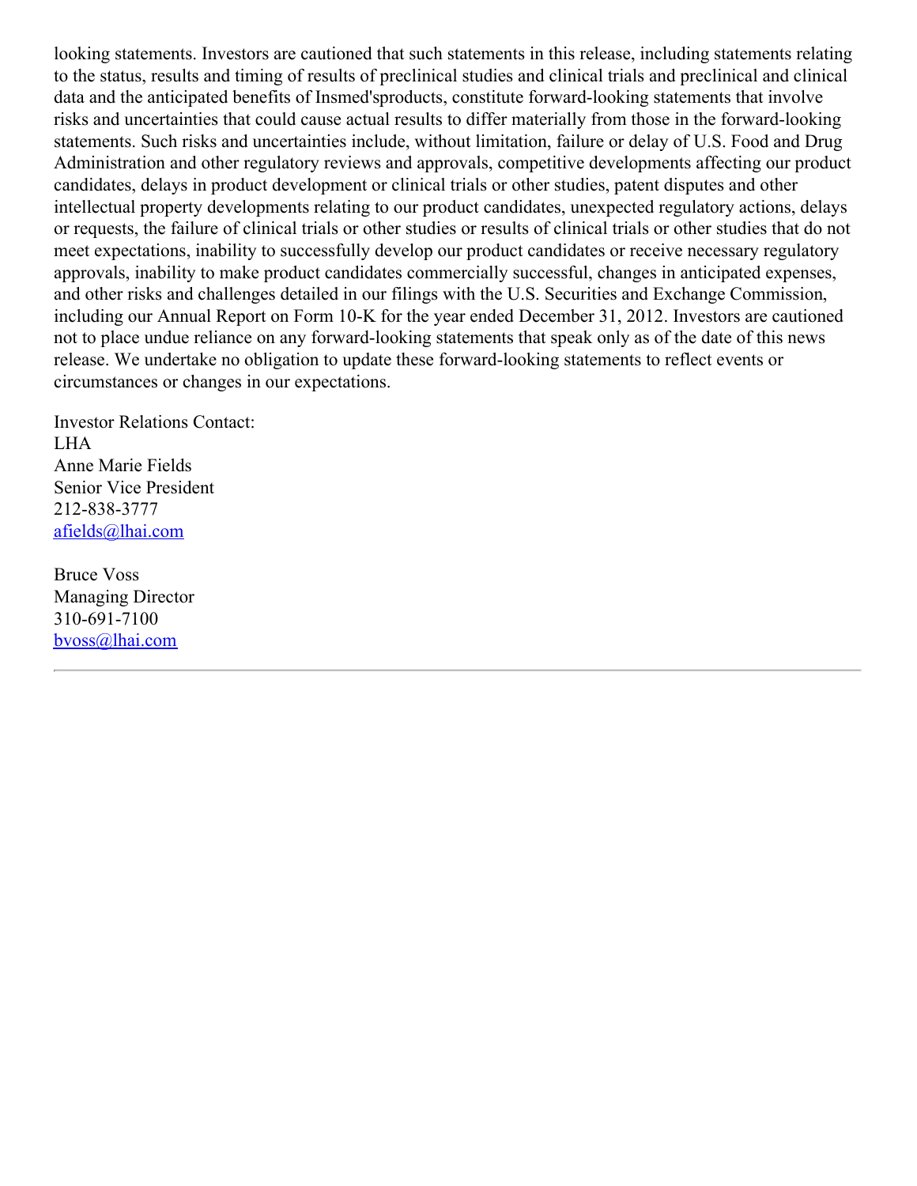looking statements. Investors are cautioned that such statements in this release, including statements relating to the status, results and timing of results of preclinical studies and clinical trials and preclinical and clinical data and the anticipated benefits of Insmed'sproducts, constitute forward-looking statements that involve risks and uncertainties that could cause actual results to differ materially from those in the forward-looking statements. Such risks and uncertainties include, without limitation, failure or delay of U.S. Food and Drug Administration and other regulatory reviews and approvals, competitive developments affecting our product candidates, delays in product development or clinical trials or other studies, patent disputes and other intellectual property developments relating to our product candidates, unexpected regulatory actions, delays or requests, the failure of clinical trials or other studies or results of clinical trials or other studies that do not meet expectations, inability to successfully develop our product candidates or receive necessary regulatory approvals, inability to make product candidates commercially successful, changes in anticipated expenses, and other risks and challenges detailed in our filings with the U.S. Securities and Exchange Commission, including our Annual Report on Form 10-K for the year ended December 31, 2012. Investors are cautioned not to place undue reliance on any forward-looking statements that speak only as of the date of this news release. We undertake no obligation to update these forward-looking statements to reflect events or circumstances or changes in our expectations.

Investor Relations Contact:
LHA
Anne Marie Fields
Senior Vice President
212-838-3777
afields@lhai.com

Bruce Voss
Managing Director
310-691-7100
bvoss@lhai.com

---